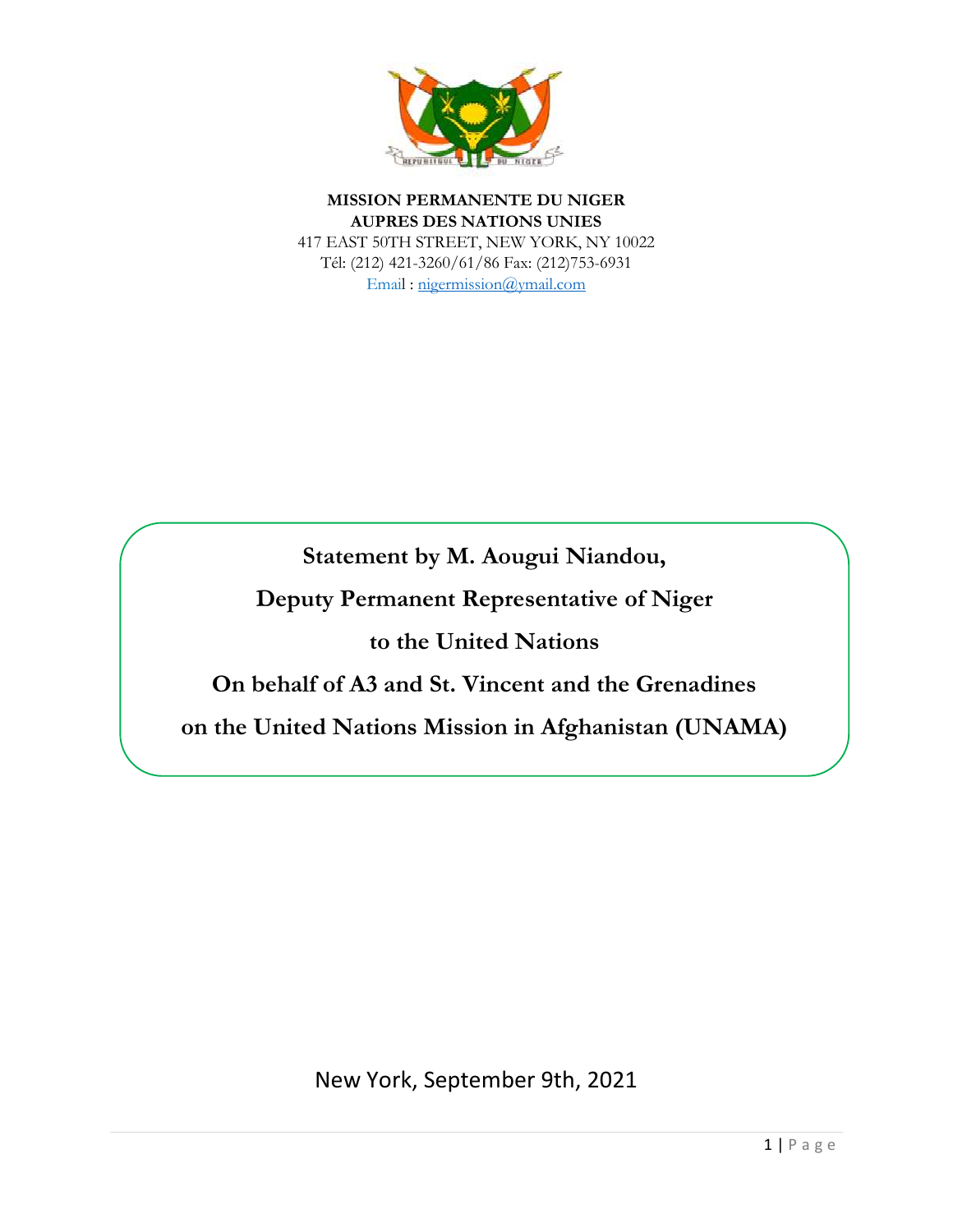**MISSION PERMANENTE DU NIGER**
**AUPRES DES NATIONS UNIES**
417 EAST 50TH STREET, NEW YORK, NY 10022
Tél: (212) 421-3260/61/86 Fax: (212)753-6931
Email : nigermission@ymail.com

# Statement by M. Aougui Niandou,

# Deputy Permanent Representative of Niger

# to the United Nations

# On behalf of A3 and St. Vincent and the Grenadines

# on the United Nations Mission in Afghanistan (UNAMA)

New York, September 9th, 2021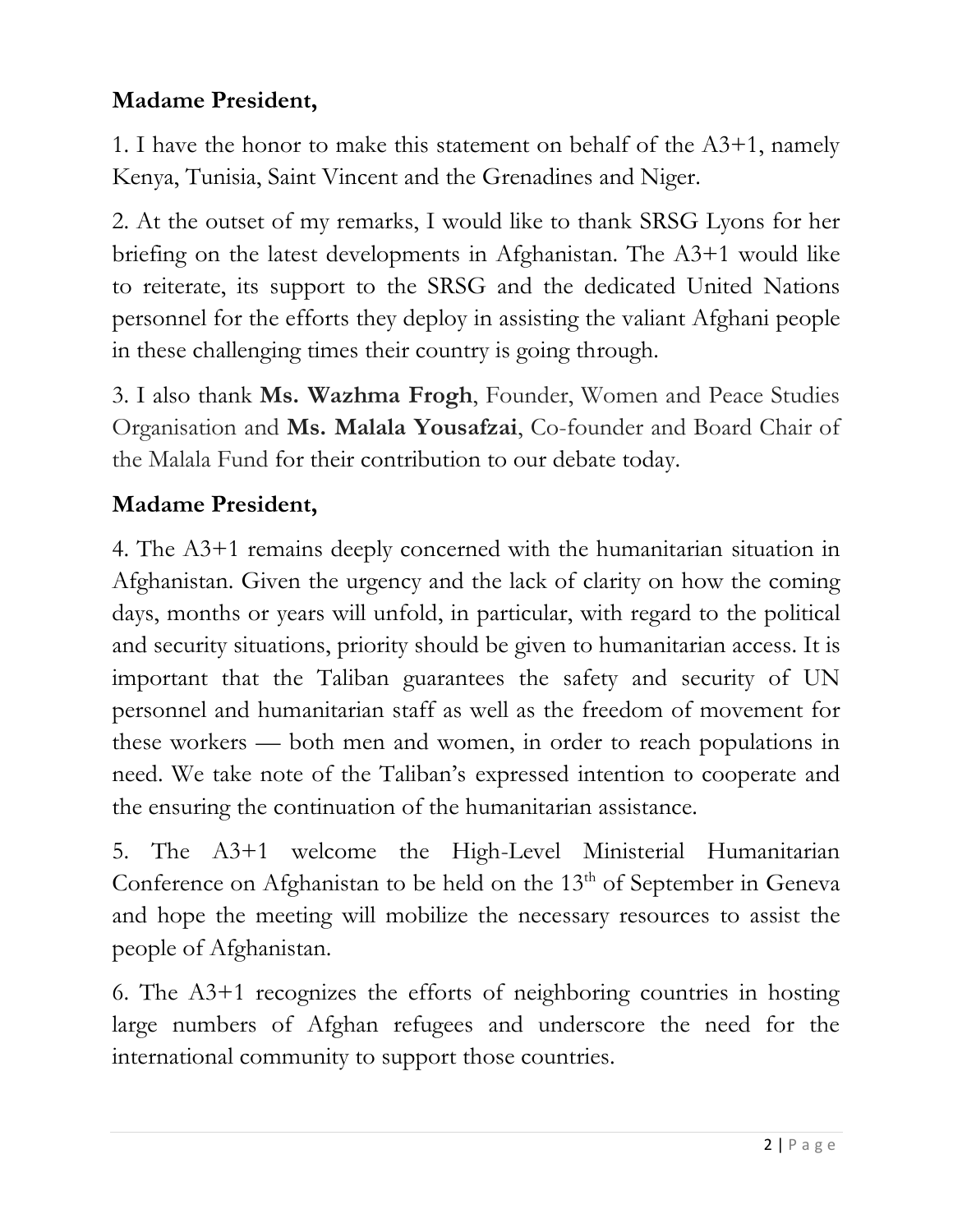**Madame President,**

1. I have the honor to make this statement on behalf of the A3+1, namely Kenya, Tunisia, Saint Vincent and the Grenadines and Niger.

2. At the outset of my remarks, I would like to thank SRSG Lyons for her briefing on the latest developments in Afghanistan. The A3+1 would like to reiterate, its support to the SRSG and the dedicated United Nations personnel for the efforts they deploy in assisting the valiant Afghani people in these challenging times their country is going through.

3. I also thank **Ms. Wazhma Frogh**, Founder, Women and Peace Studies Organisation and **Ms. Malala Yousafzai**, Co-founder and Board Chair of the Malala Fund for their contribution to our debate today.

**Madame President,**

4. The A3+1 remains deeply concerned with the humanitarian situation in Afghanistan. Given the urgency and the lack of clarity on how the coming days, months or years will unfold, in particular, with regard to the political and security situations, priority should be given to humanitarian access. It is important that the Taliban guarantees the safety and security of UN personnel and humanitarian staff as well as the freedom of movement for these workers — both men and women, in order to reach populations in need. We take note of the Taliban's expressed intention to cooperate and the ensuring the continuation of the humanitarian assistance.

5. The A3+1 welcome the High-Level Ministerial Humanitarian Conference on Afghanistan to be held on the 13th of September in Geneva and hope the meeting will mobilize the necessary resources to assist the people of Afghanistan.

6. The A3+1 recognizes the efforts of neighboring countries in hosting large numbers of Afghan refugees and underscore the need for the international community to support those countries.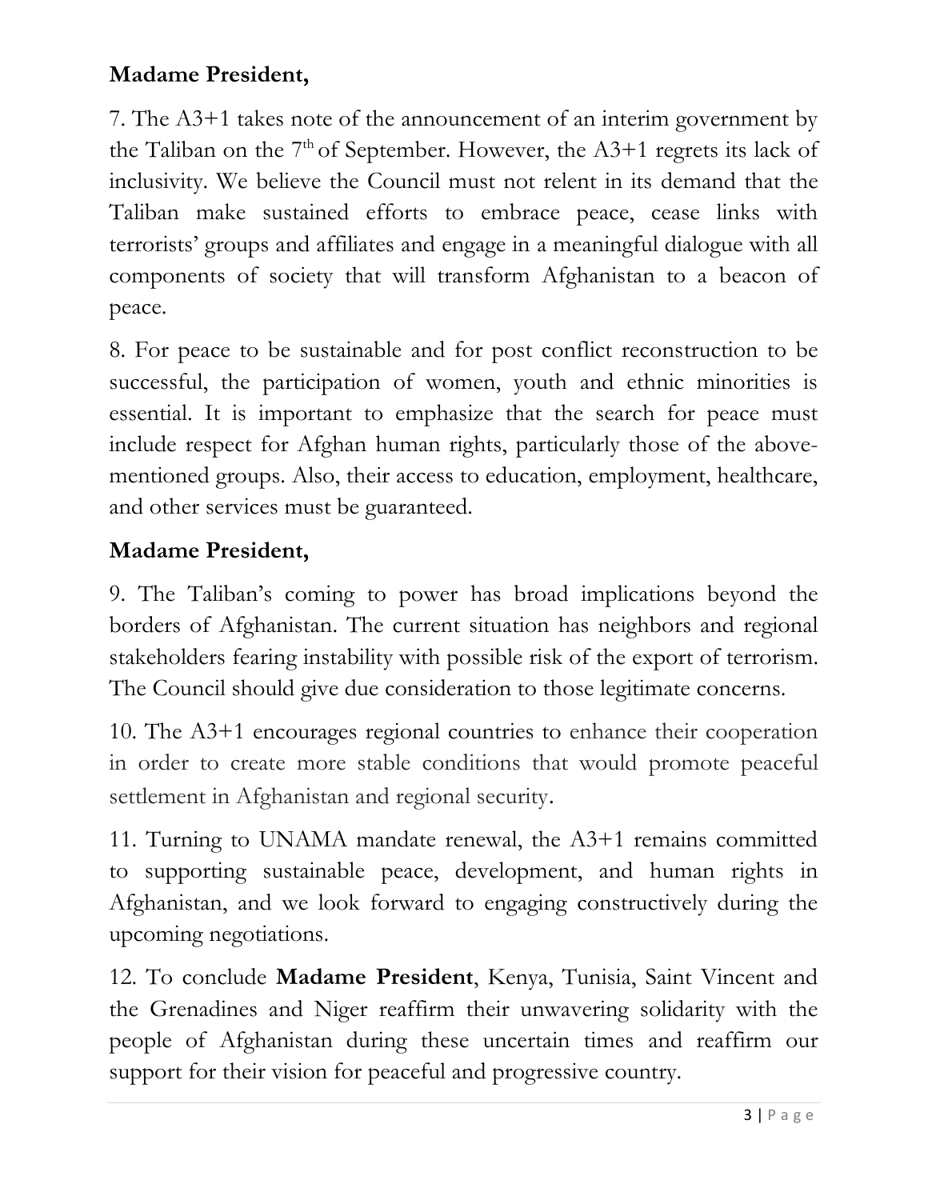**Madame President,**

7. The A3+1 takes note of the announcement of an interim government by the Taliban on the 7th of September. However, the A3+1 regrets its lack of inclusivity. We believe the Council must not relent in its demand that the Taliban make sustained efforts to embrace peace, cease links with terrorists' groups and affiliates and engage in a meaningful dialogue with all components of society that will transform Afghanistan to a beacon of peace.

8. For peace to be sustainable and for post conflict reconstruction to be successful, the participation of women, youth and ethnic minorities is essential. It is important to emphasize that the search for peace must include respect for Afghan human rights, particularly those of the above-mentioned groups. Also, their access to education, employment, healthcare, and other services must be guaranteed.

**Madame President,**

9. The Taliban's coming to power has broad implications beyond the borders of Afghanistan. The current situation has neighbors and regional stakeholders fearing instability with possible risk of the export of terrorism. The Council should give due consideration to those legitimate concerns.

10. The A3+1 encourages regional countries to enhance their cooperation in order to create more stable conditions that would promote peaceful settlement in Afghanistan and regional security.

11. Turning to UNAMA mandate renewal, the A3+1 remains committed to supporting sustainable peace, development, and human rights in Afghanistan, and we look forward to engaging constructively during the upcoming negotiations.

12. To conclude **Madame President**, Kenya, Tunisia, Saint Vincent and the Grenadines and Niger reaffirm their unwavering solidarity with the people of Afghanistan during these uncertain times and reaffirm our support for their vision for peaceful and progressive country.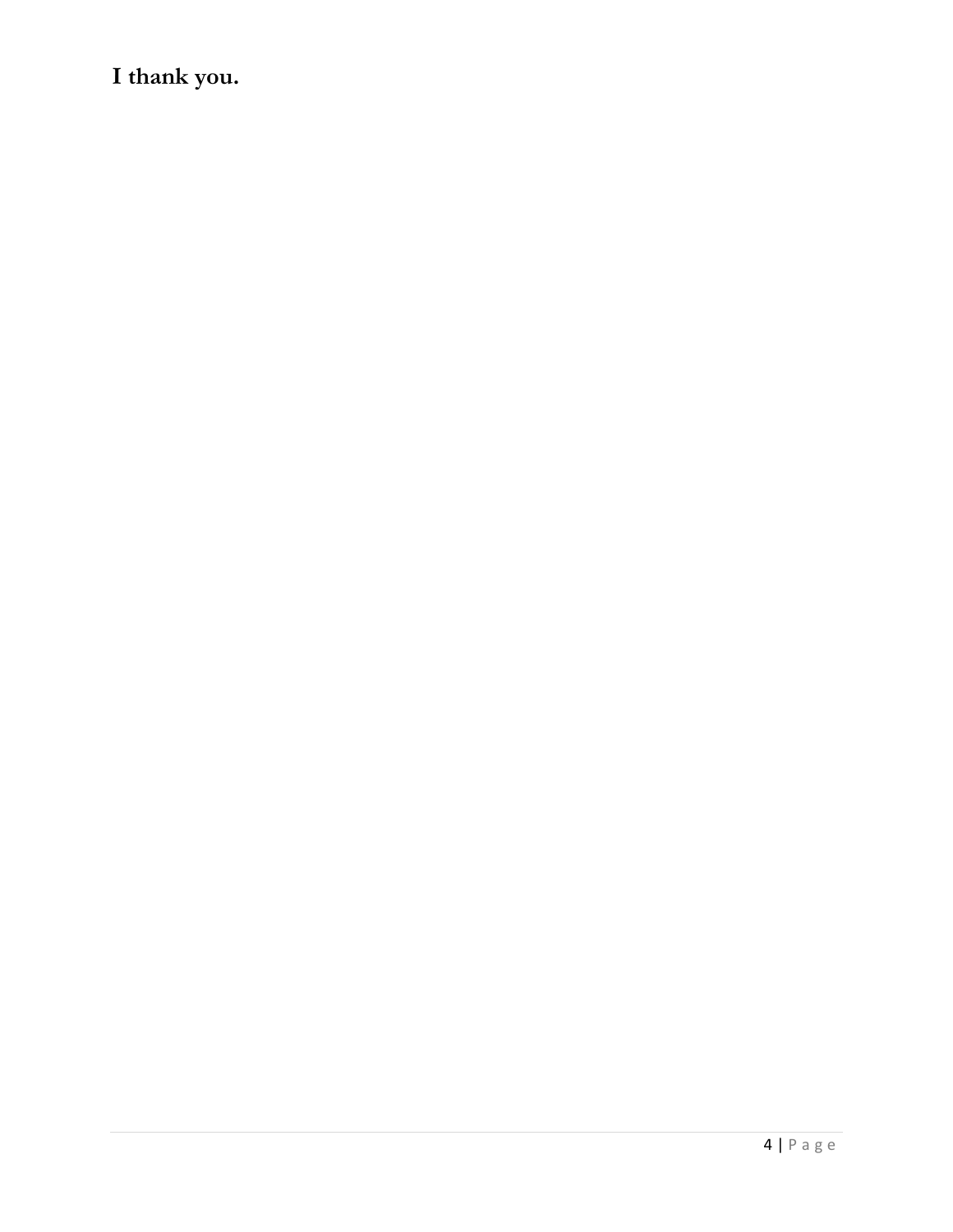**I thank you.**